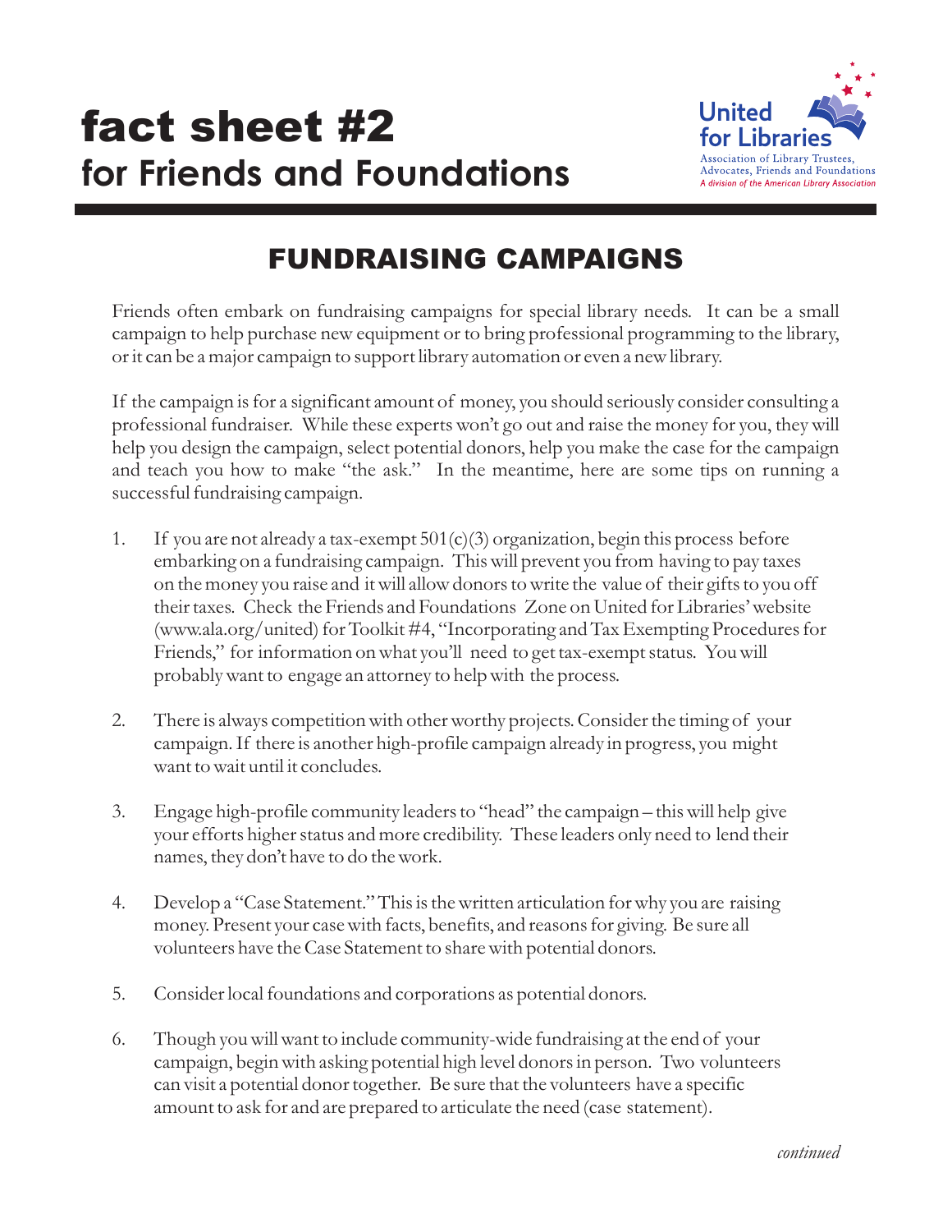# fact sheet #2
## for Friends and Foundations

United for Libraries
Association of Library Trustees, Advocates, Friends and Foundations
*A division of the American Library Association*

## FUNDRAISING CAMPAIGNS

Friends often embark on fundraising campaigns for special library needs. It can be a small campaign to help purchase new equipment or to bring professional programming to the library, or it can be a major campaign to support library automation or even a new library.

If the campaign is for a significant amount of money, you should seriously consider consulting a professional fundraiser. While these experts won't go out and raise the money for you, they will help you design the campaign, select potential donors, help you make the case for the campaign and teach you how to make "the ask." In the meantime, here are some tips on running a successful fundraising campaign.

1. If you are not already a tax-exempt 501(c)(3) organization, begin this process before embarking on a fundraising campaign. This will prevent you from having to pay taxes on the money you raise and it will allow donors to write the value of their gifts to you off their taxes. Check the Friends and Foundations Zone on United for Libraries' website (www.ala.org/united) for Toolkit #4, "Incorporating and Tax Exempting Procedures for Friends," for information on what you'll need to get tax-exempt status. You will probably want to engage an attorney to help with the process.

2. There is always competition with other worthy projects. Consider the timing of your campaign. If there is another high-profile campaign already in progress, you might want to wait until it concludes.

3. Engage high-profile community leaders to "head" the campaign – this will help give your efforts higher status and more credibility. These leaders only need to lend their names, they don't have to do the work.

4. Develop a "Case Statement." This is the written articulation for why you are raising money. Present your case with facts, benefits, and reasons for giving. Be sure all volunteers have the Case Statement to share with potential donors.

5. Consider local foundations and corporations as potential donors.

6. Though you will want to include community-wide fundraising at the end of your campaign, begin with asking potential high level donors in person. Two volunteers can visit a potential donor together. Be sure that the volunteers have a specific amount to ask for and are prepared to articulate the need (case statement).

*continued*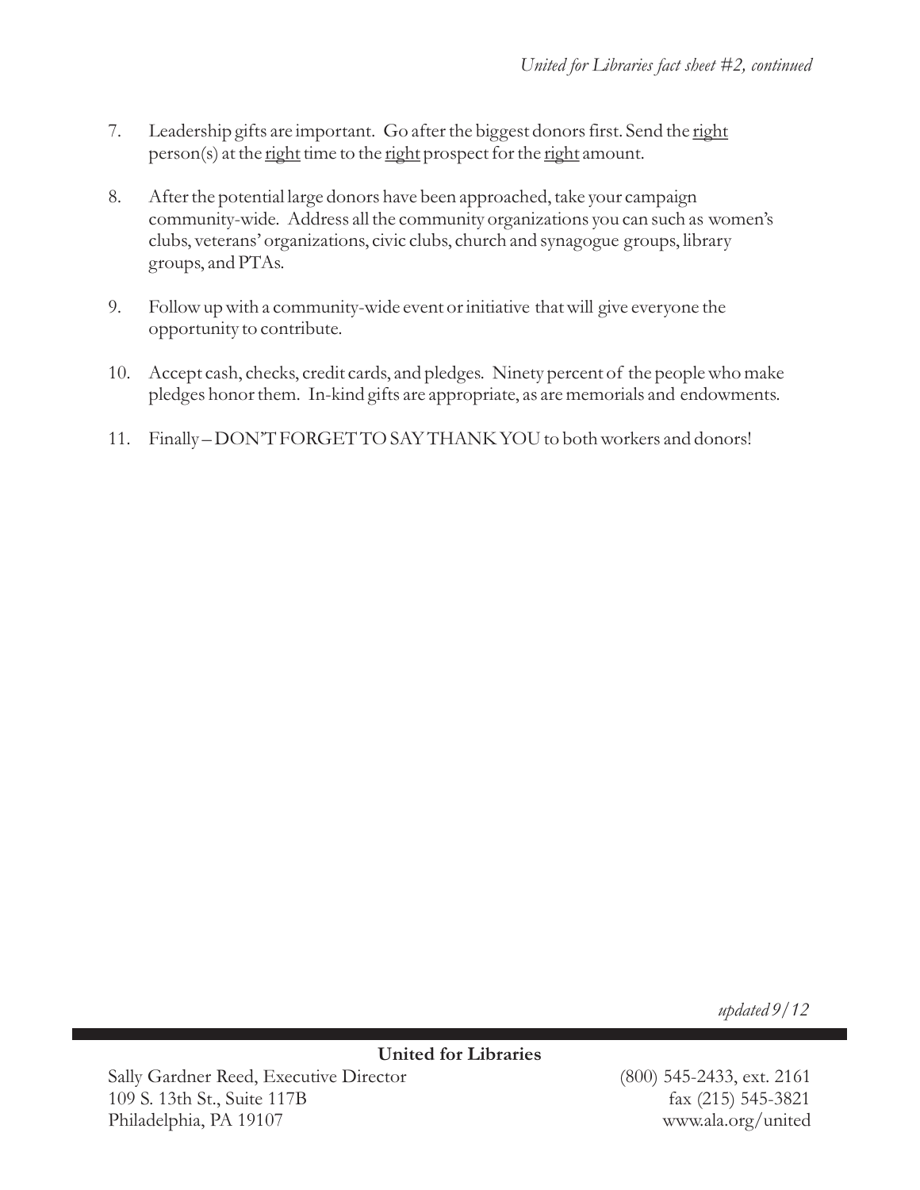7. Leadership gifts are important. Go after the biggest donors first. Send the <u>right</u> person(s) at the <u>right</u> time to the <u>right</u> prospect for the <u>right</u> amount.

8. After the potential large donors have been approached, take your campaign community-wide. Address all the community organizations you can such as women's clubs, veterans' organizations, civic clubs, church and synagogue groups, library groups, and PTAs.

9. Follow up with a community-wide event or initiative that will give everyone the opportunity to contribute.

10. Accept cash, checks, credit cards, and pledges. Ninety percent of the people who make pledges honor them. In-kind gifts are appropriate, as are memorials and endowments.

11. Finally – DON'T FORGET TO SAY THANK YOU to both workers and donors!

*updated 9/12*

---

**United for Libraries**

Sally Gardner Reed, Executive Director
109 S. 13th St., Suite 117B
Philadelphia, PA 19107

(800) 545-2433, ext. 2161
fax (215) 545-3821
www.ala.org/united